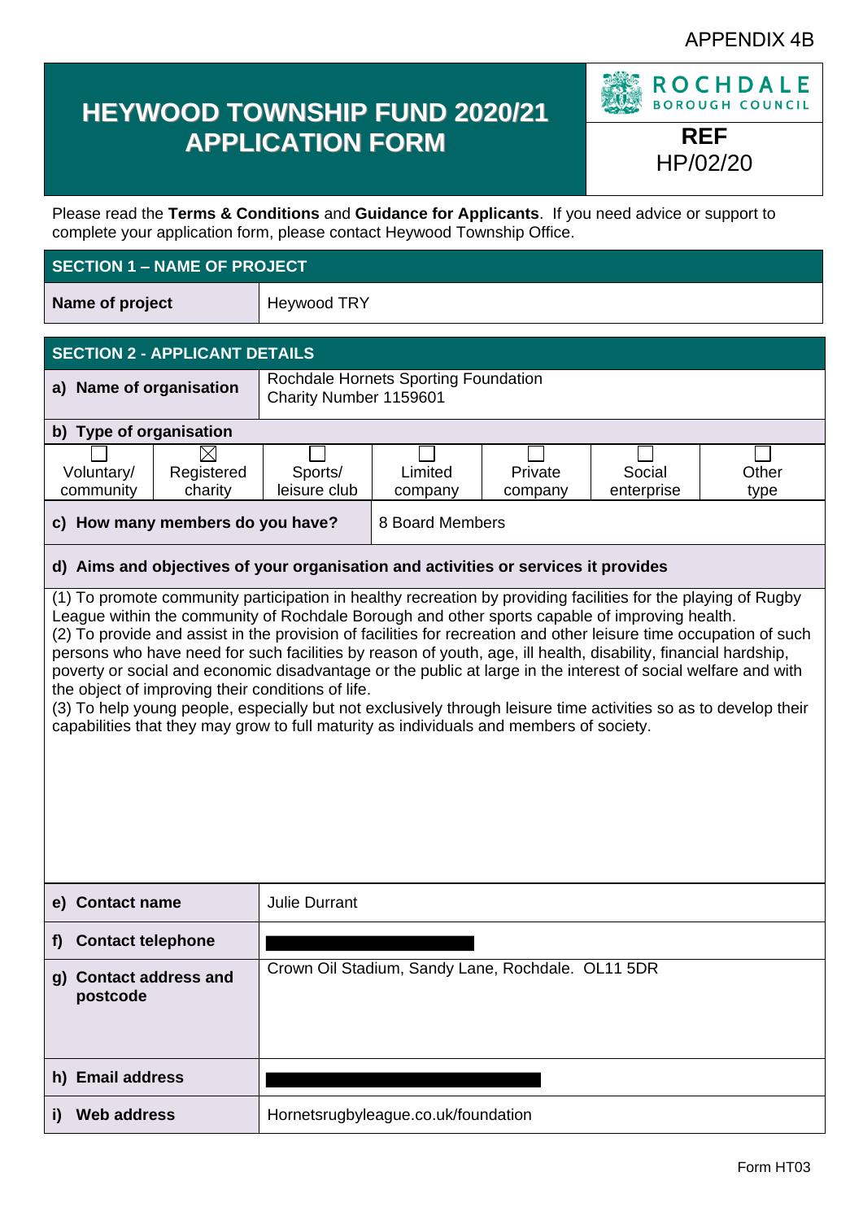APPENDIX 4B

# HEYWOOD TOWNSHIP FUND 2020/21 APPLICATION FORM

ROCHDALE BOROUGH COUNCIL

**REF**
HP/02/20

Please read the **Terms & Conditions** and **Guidance for Applicants**. If you need advice or support to complete your application form, please contact Heywood Township Office.

## SECTION 1 – NAME OF PROJECT

| **Name of project** | Heywood TRY |
|---|---|

## SECTION 2 - APPLICANT DETAILS

| **a) Name of organisation** | Rochdale Hornets Sporting Foundation<br>Charity Number 1159601 |
|---|---|

**b) Type of organisation**

| ☐ Voluntary/ community | ☒ Registered charity | ☐ Sports/ leisure club | ☐ Limited company | ☐ Private company | ☐ Social enterprise | ☐ Other type |
|---|---|---|---|---|---|---|

| **c) How many members do you have?** | 8 Board Members |
|---|---|

**d) Aims and objectives of your organisation and activities or services it provides**

(1) To promote community participation in healthy recreation by providing facilities for the playing of Rugby League within the community of Rochdale Borough and other sports capable of improving health.
(2) To provide and assist in the provision of facilities for recreation and other leisure time occupation of such persons who have need for such facilities by reason of youth, age, ill health, disability, financial hardship, poverty or social and economic disadvantage or the public at large in the interest of social welfare and with the object of improving their conditions of life.
(3) To help young people, especially but not exclusively through leisure time activities so as to develop their capabilities that they may grow to full maturity as individuals and members of society.

| | |
|---|---|
| **e) Contact name** | Julie Durrant |
| **f) Contact telephone** | [redacted] |
| **g) Contact address and postcode** | Crown Oil Stadium, Sandy Lane, Rochdale. OL11 5DR |
| **h) Email address** | [redacted] |
| **i) Web address** | Hornetsrugbyleague.co.uk/foundation |

Form HT03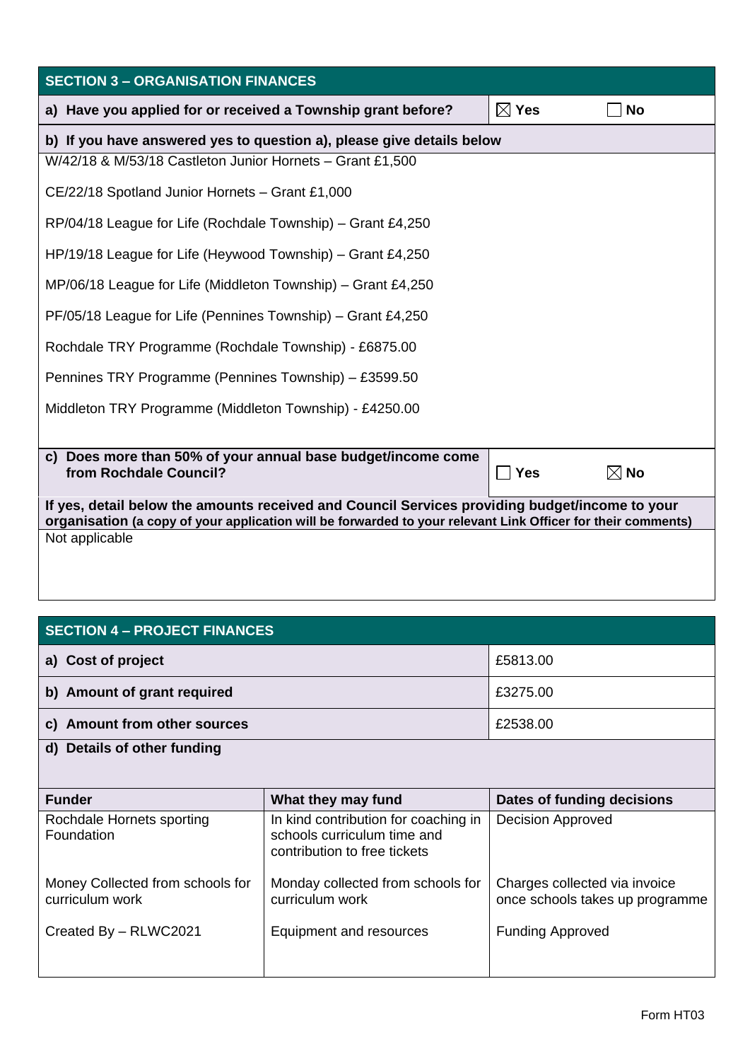## SECTION 3 – ORGANISATION FINANCES

| a) Have you applied for or received a Township grant before? | ☒ Yes | ☐ No |
|---|---|---|

**b) If you have answered yes to question a), please give details below**

W/42/18 & M/53/18 Castleton Junior Hornets – Grant £1,500

CE/22/18 Spotland Junior Hornets – Grant £1,000

RP/04/18 League for Life (Rochdale Township) – Grant £4,250

HP/19/18 League for Life (Heywood Township) – Grant £4,250

MP/06/18 League for Life (Middleton Township) – Grant £4,250

PF/05/18 League for Life (Pennines Township) – Grant £4,250

Rochdale TRY Programme (Rochdale Township) - £6875.00

Pennines TRY Programme (Pennines Township) – £3599.50

Middleton TRY Programme (Middleton Township) - £4250.00

| c) Does more than 50% of your annual base budget/income come from Rochdale Council? | ☐ Yes | ☒ No |
|---|---|---|

**If yes, detail below the amounts received and Council Services providing budget/income to your organisation (a copy of your application will be forwarded to your relevant Link Officer for their comments)**

Not applicable

## SECTION 4 – PROJECT FINANCES

| | |
|---|---|
| **a) Cost of project** | £5813.00 |
| **b) Amount of grant required** | £3275.00 |
| **c) Amount from other sources** | £2538.00 |

**d) Details of other funding**

| Funder | What they may fund | Dates of funding decisions |
|---|---|---|
| Rochdale Hornets sporting Foundation | In kind contribution for coaching in schools curriculum time and contribution to free tickets | Decision Approved |
| Money Collected from schools for curriculum work | Monday collected from schools for curriculum work | Charges collected via invoice once schools takes up programme |
| Created By – RLWC2021 | Equipment and resources | Funding Approved |

Form HT03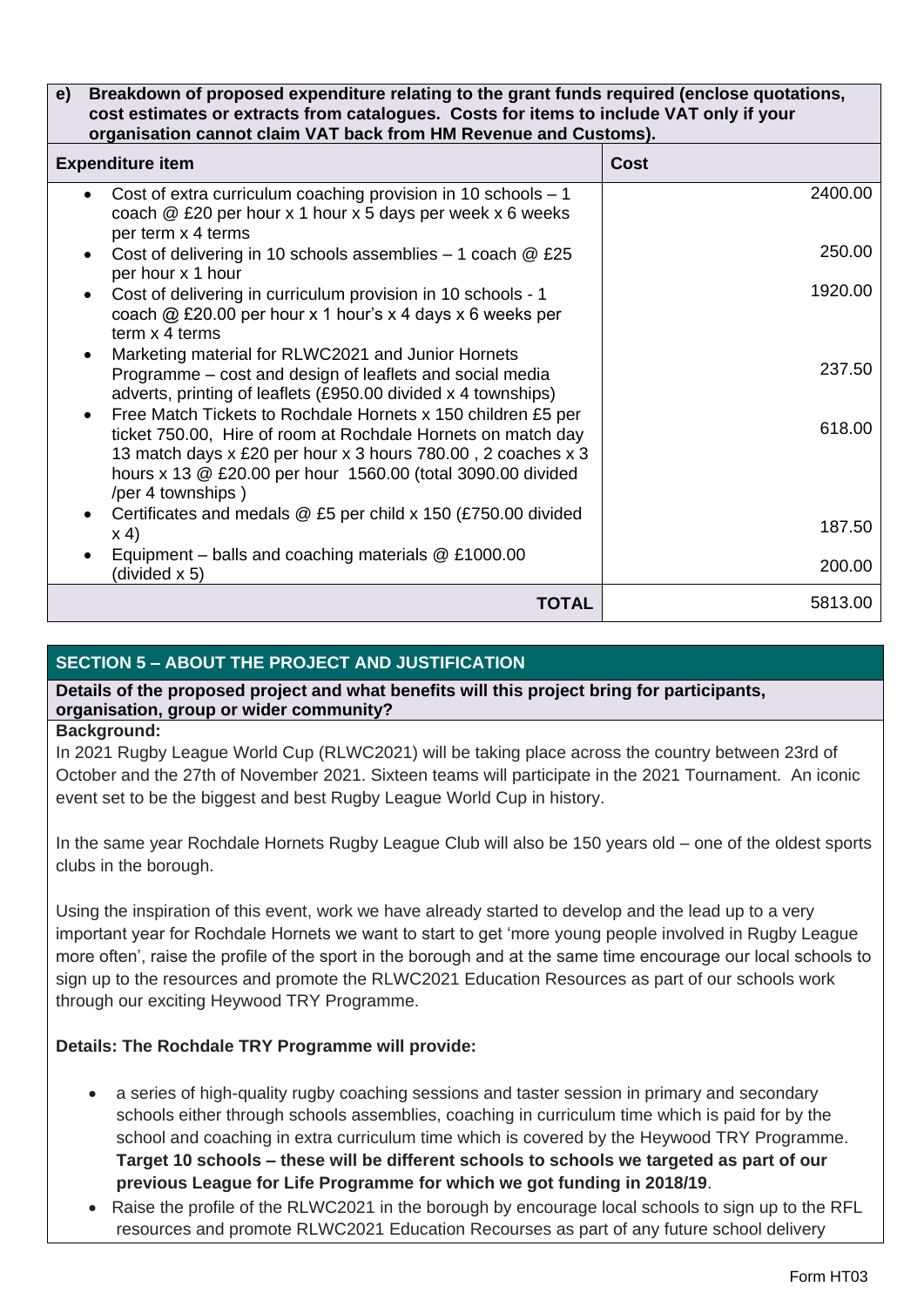**e) Breakdown of proposed expenditure relating to the grant funds required (enclose quotations, cost estimates or extracts from catalogues. Costs for items to include VAT only if your organisation cannot claim VAT back from HM Revenue and Customs).**

| Expenditure item | Cost |
|---|---|
| • Cost of extra curriculum coaching provision in 10 schools – 1 coach @ £20 per hour x 1 hour x 5 days per week x 6 weeks per term x 4 terms | 2400.00 |
| • Cost of delivering in 10 schools assemblies – 1 coach @ £25 per hour x 1 hour | 250.00 |
| • Cost of delivering in curriculum provision in 10 schools - 1 coach @ £20.00 per hour x 1 hour's x 4 days x 6 weeks per term x 4 terms | 1920.00 |
| • Marketing material for RLWC2021 and Junior Hornets Programme – cost and design of leaflets and social media adverts, printing of leaflets (£950.00 divided x 4 townships) | 237.50 |
| • Free Match Tickets to Rochdale Hornets x 150 children £5 per ticket 750.00, Hire of room at Rochdale Hornets on match day 13 match days x £20 per hour x 3 hours 780.00 , 2 coaches x 3 hours x 13 @ £20.00 per hour 1560.00 (total 3090.00 divided /per 4 townships ) | 618.00 |
| • Certificates and medals @ £5 per child x 150 (£750.00 divided x 4) | 187.50 |
| • Equipment – balls and coaching materials @ £1000.00 (divided x 5) | 200.00 |
| **TOTAL** | 5813.00 |

## SECTION 5 – ABOUT THE PROJECT AND JUSTIFICATION

**Details of the proposed project and what benefits will this project bring for participants, organisation, group or wider community?**

**Background:**

In 2021 Rugby League World Cup (RLWC2021) will be taking place across the country between 23rd of October and the 27th of November 2021. Sixteen teams will participate in the 2021 Tournament. An iconic event set to be the biggest and best Rugby League World Cup in history.

In the same year Rochdale Hornets Rugby League Club will also be 150 years old – one of the oldest sports clubs in the borough.

Using the inspiration of this event, work we have already started to develop and the lead up to a very important year for Rochdale Hornets we want to start to get 'more young people involved in Rugby League more often', raise the profile of the sport in the borough and at the same time encourage our local schools to sign up to the resources and promote the RLWC2021 Education Resources as part of our schools work through our exciting Heywood TRY Programme.

**Details: The Rochdale TRY Programme will provide:**

- a series of high-quality rugby coaching sessions and taster session in primary and secondary schools either through schools assemblies, coaching in curriculum time which is paid for by the school and coaching in extra curriculum time which is covered by the Heywood TRY Programme. **Target 10 schools – these will be different schools to schools we targeted as part of our previous League for Life Programme for which we got funding in 2018/19**.
- Raise the profile of the RLWC2021 in the borough by encourage local schools to sign up to the RFL resources and promote RLWC2021 Education Recourses as part of any future school delivery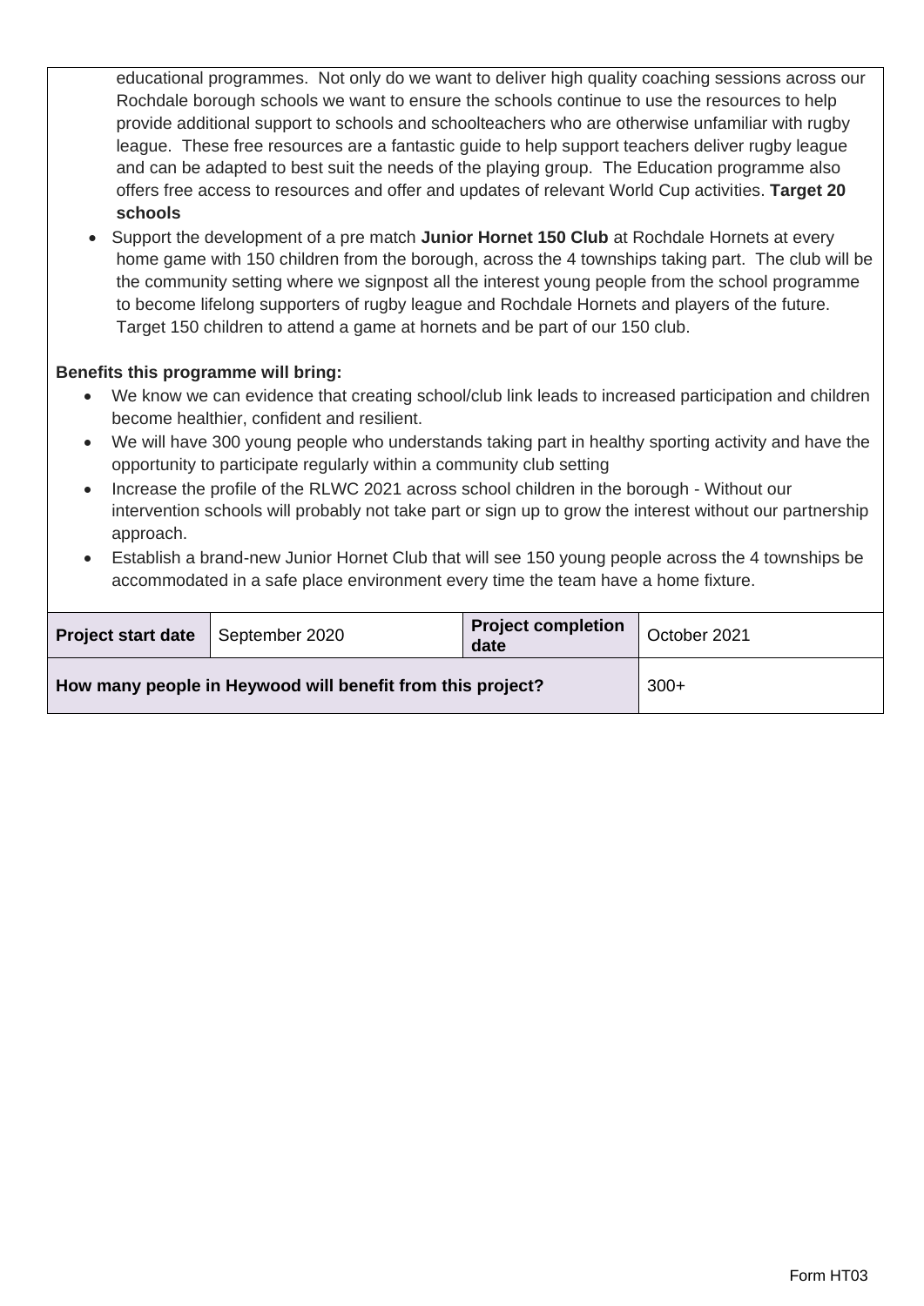educational programmes. Not only do we want to deliver high quality coaching sessions across our Rochdale borough schools we want to ensure the schools continue to use the resources to help provide additional support to schools and schoolteachers who are otherwise unfamiliar with rugby league. These free resources are a fantastic guide to help support teachers deliver rugby league and can be adapted to best suit the needs of the playing group. The Education programme also offers free access to resources and offer and updates of relevant World Cup activities. **Target 20 schools**

- Support the development of a pre match **Junior Hornet 150 Club** at Rochdale Hornets at every home game with 150 children from the borough, across the 4 townships taking part. The club will be the community setting where we signpost all the interest young people from the school programme to become lifelong supporters of rugby league and Rochdale Hornets and players of the future. Target 150 children to attend a game at hornets and be part of our 150 club.

**Benefits this programme will bring:**

- We know we can evidence that creating school/club link leads to increased participation and children become healthier, confident and resilient.
- We will have 300 young people who understands taking part in healthy sporting activity and have the opportunity to participate regularly within a community club setting
- Increase the profile of the RLWC 2021 across school children in the borough - Without our intervention schools will probably not take part or sign up to grow the interest without our partnership approach.
- Establish a brand-new Junior Hornet Club that will see 150 young people across the 4 townships be accommodated in a safe place environment every time the team have a home fixture.

| **Project start date** | September 2020 | **Project completion date** | October 2021 |
|---|---|---|---|
| **How many people in Heywood will benefit from this project?** | | | 300+ |

Form HT03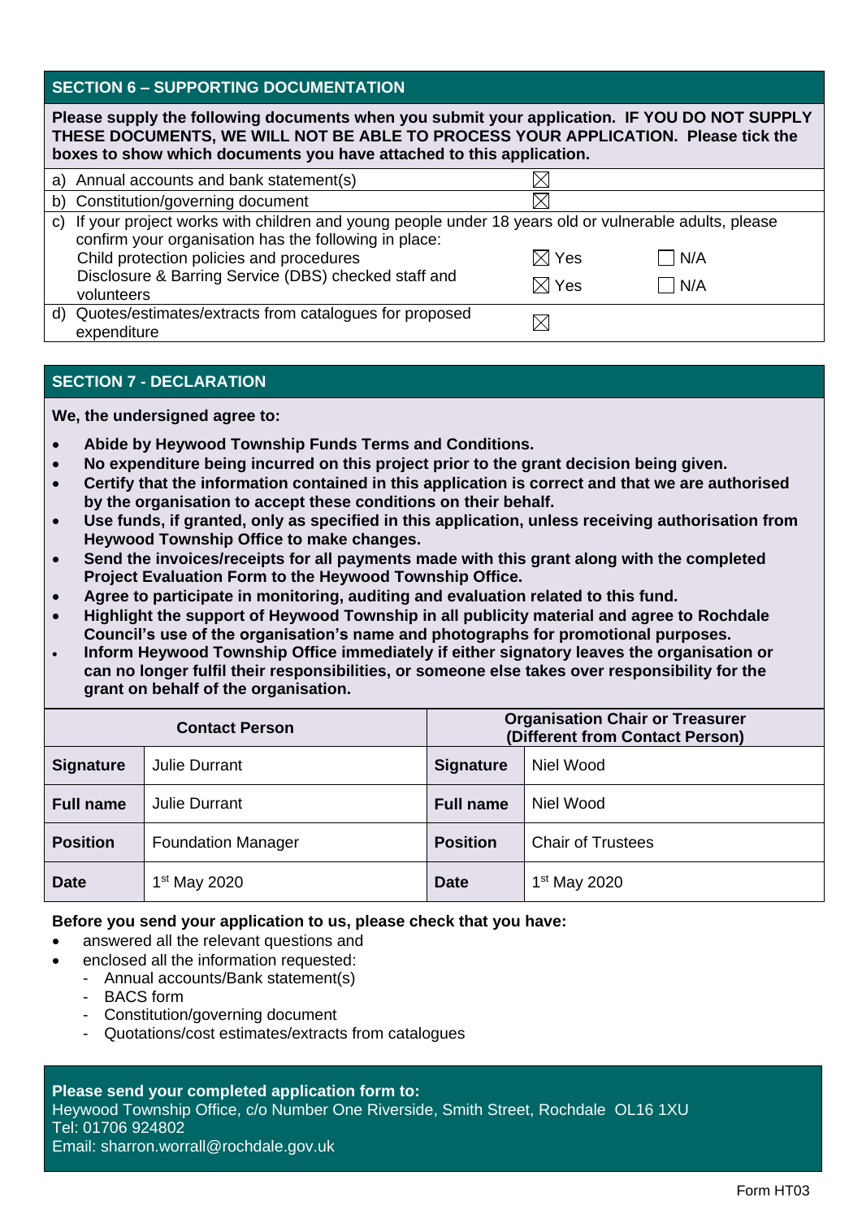## SECTION 6 – SUPPORTING DOCUMENTATION

**Please supply the following documents when you submit your application. IF YOU DO NOT SUPPLY THESE DOCUMENTS, WE WILL NOT BE ABLE TO PROCESS YOUR APPLICATION. Please tick the boxes to show which documents you have attached to this application.**

| | | |
|---|---|---|
| a) Annual accounts and bank statement(s) | ☒ | |
| b) Constitution/governing document | ☒ | |
| c) If your project works with children and young people under 18 years old or vulnerable adults, please confirm your organisation has the following in place: | | |
| Child protection policies and procedures | ☒ Yes | ☐ N/A |
| Disclosure & Barring Service (DBS) checked staff and volunteers | ☒ Yes | ☐ N/A |
| d) Quotes/estimates/extracts from catalogues for proposed expenditure | ☒ | |

## SECTION 7 - DECLARATION

**We, the undersigned agree to:**

- **Abide by Heywood Township Funds Terms and Conditions.**
- **No expenditure being incurred on this project prior to the grant decision being given.**
- **Certify that the information contained in this application is correct and that we are authorised by the organisation to accept these conditions on their behalf.**
- **Use funds, if granted, only as specified in this application, unless receiving authorisation from Heywood Township Office to make changes.**
- **Send the invoices/receipts for all payments made with this grant along with the completed Project Evaluation Form to the Heywood Township Office.**
- **Agree to participate in monitoring, auditing and evaluation related to this fund.**
- **Highlight the support of Heywood Township in all publicity material and agree to Rochdale Council's use of the organisation's name and photographs for promotional purposes.**
- **Inform Heywood Township Office immediately if either signatory leaves the organisation or can no longer fulfil their responsibilities, or someone else takes over responsibility for the grant on behalf of the organisation.**

| **Contact Person** | | **Organisation Chair or Treasurer (Different from Contact Person)** | |
|---|---|---|---|
| **Signature** | Julie Durrant | **Signature** | Niel Wood |
| **Full name** | Julie Durrant | **Full name** | Niel Wood |
| **Position** | Foundation Manager | **Position** | Chair of Trustees |
| **Date** | 1st May 2020 | **Date** | 1st May 2020 |

**Before you send your application to us, please check that you have:**

- answered all the relevant questions and
- enclosed all the information requested:
  - Annual accounts/Bank statement(s)
  - BACS form
  - Constitution/governing document
  - Quotations/cost estimates/extracts from catalogues

**Please send your completed application form to:**
Heywood Township Office, c/o Number One Riverside, Smith Street, Rochdale OL16 1XU
Tel: 01706 924802
Email: sharron.worrall@rochdale.gov.uk

Form HT03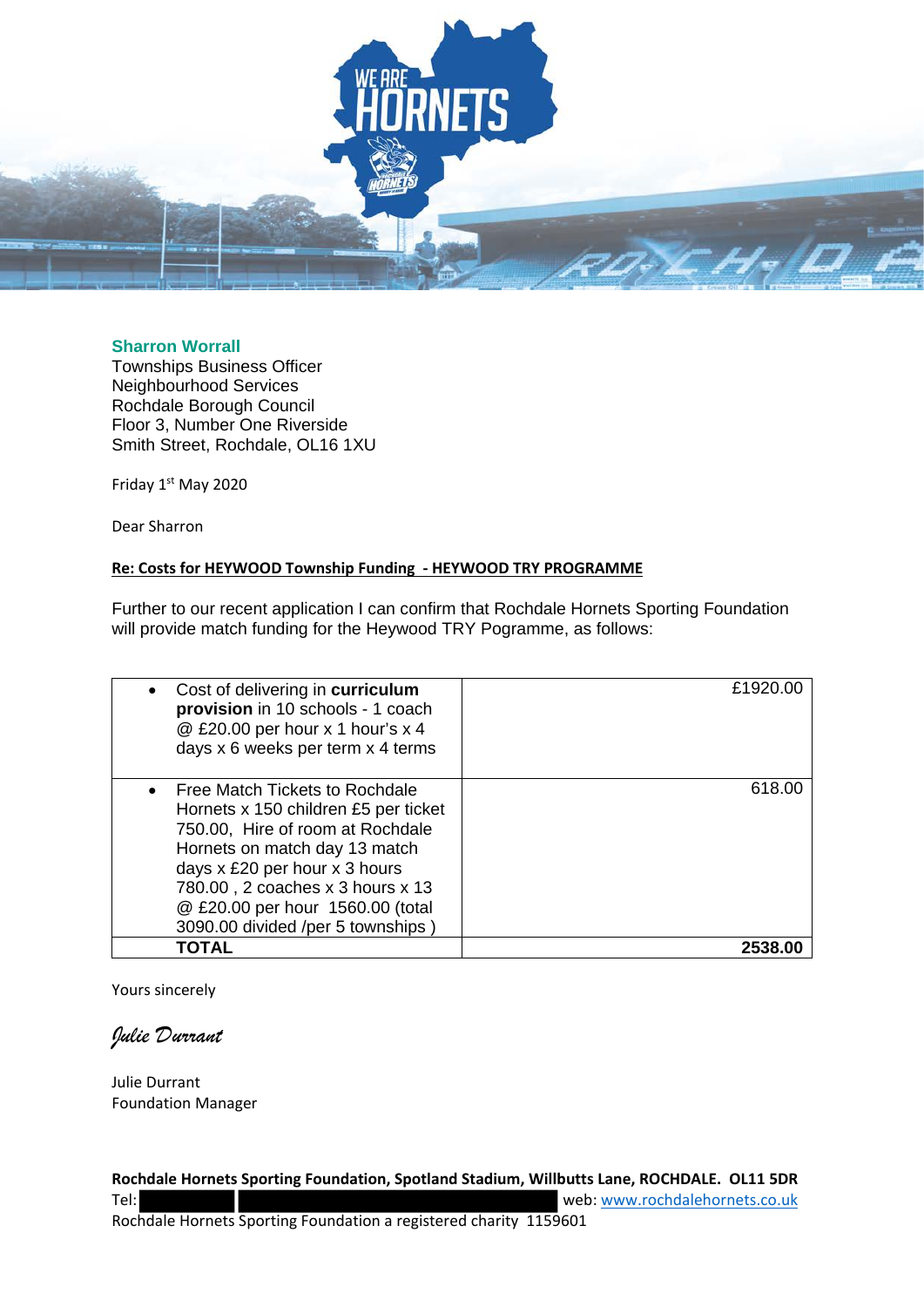**Sharron Worrall**
Townships Business Officer
Neighbourhood Services
Rochdale Borough Council
Floor 3, Number One Riverside
Smith Street, Rochdale, OL16 1XU

Friday 1st May 2020

Dear Sharron

**Re: Costs for HEYWOOD Township Funding - HEYWOOD TRY PROGRAMME**

Further to our recent application I can confirm that Rochdale Hornets Sporting Foundation will provide match funding for the Heywood TRY Pogramme, as follows:

| | |
|---|---|
| • Cost of delivering in **curriculum provision** in 10 schools - 1 coach @ £20.00 per hour x 1 hour's x 4 days x 6 weeks per term x 4 terms | £1920.00 |
| • Free Match Tickets to Rochdale Hornets x 150 children £5 per ticket 750.00, Hire of room at Rochdale Hornets on match day 13 match days x £20 per hour x 3 hours 780.00 , 2 coaches x 3 hours x 13 @ £20.00 per hour 1560.00 (total 3090.00 divided /per 5 townships ) | 618.00 |
| **TOTAL** | **2538.00** |

Yours sincerely

*Julie Durrant*

Julie Durrant
Foundation Manager

**Rochdale Hornets Sporting Foundation, Spotland Stadium, Willbutts Lane, ROCHDALE. OL11 5DR**
Tel: web: www.rochdalehornets.co.uk
Rochdale Hornets Sporting Foundation a registered charity 1159601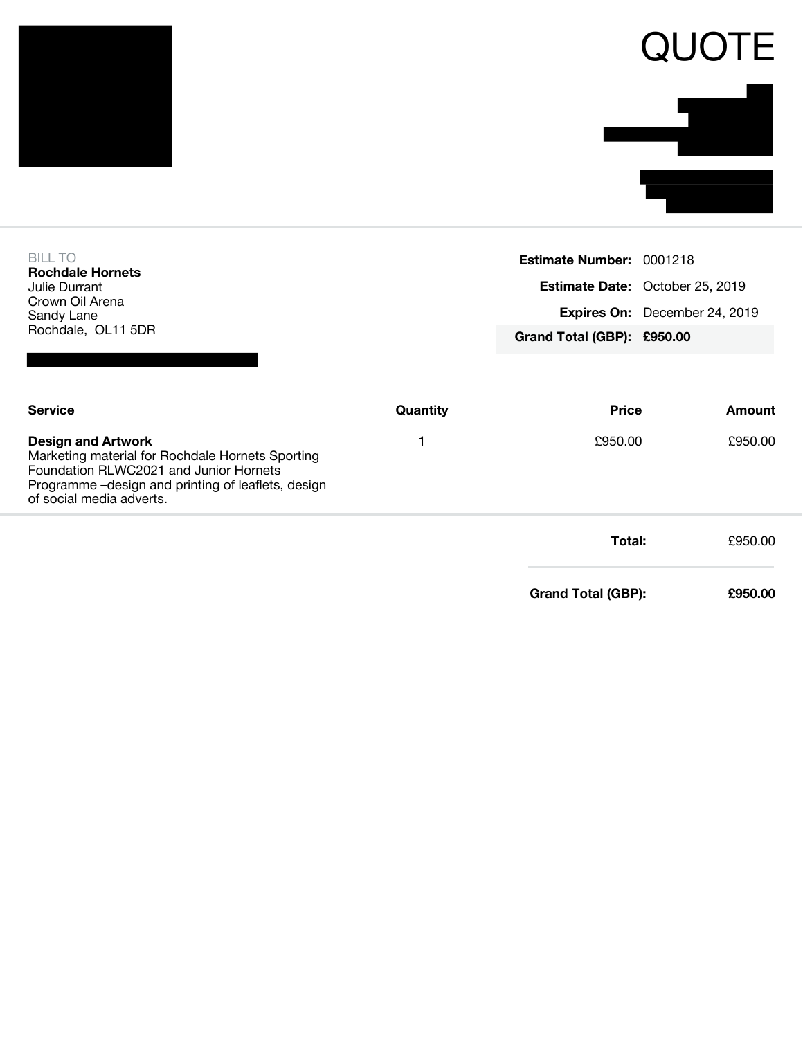# QUOTE

BILL TO
**Rochdale Hornets**
Julie Durrant
Crown Oil Arena
Sandy Lane
Rochdale, OL11 5DR

| | |
|---|---|
| **Estimate Number:** | 0001218 |
| **Estimate Date:** | October 25, 2019 |
| **Expires On:** | December 24, 2019 |
| **Grand Total (GBP):** | **£950.00** |

| Service | Quantity | Price | Amount |
|---|---|---|---|
| **Design and Artwork** Marketing material for Rochdale Hornets Sporting Foundation RLWC2021 and Junior Hornets Programme –design and printing of leaflets, design of social media adverts. | 1 | £950.00 | £950.00 |

| | |
|---|---|
| **Total:** | £950.00 |
| **Grand Total (GBP):** | **£950.00** |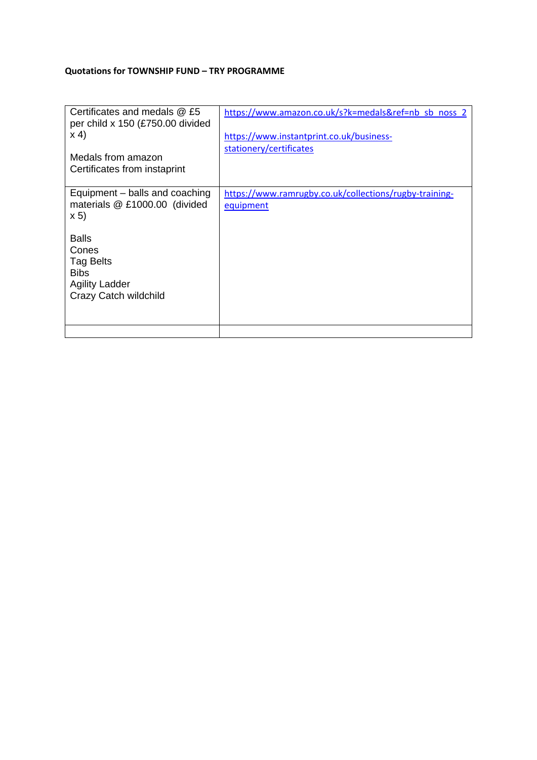**Quotations for TOWNSHIP FUND – TRY PROGRAMME**

| | |
|---|---|
| Certificates and medals @ £5 per child x 150 (£750.00 divided x 4)<br><br>Medals from amazon<br>Certificates from instaprint | https://www.amazon.co.uk/s?k=medals&ref=nb_sb_noss_2<br><br>https://www.instantprint.co.uk/business-stationery/certificates |
| Equipment – balls and coaching materials @ £1000.00 (divided x 5)<br><br>Balls<br>Cones<br>Tag Belts<br>Bibs<br>Agility Ladder<br>Crazy Catch wildchild | https://www.ramrugby.co.uk/collections/rugby-training-equipment |
| | |